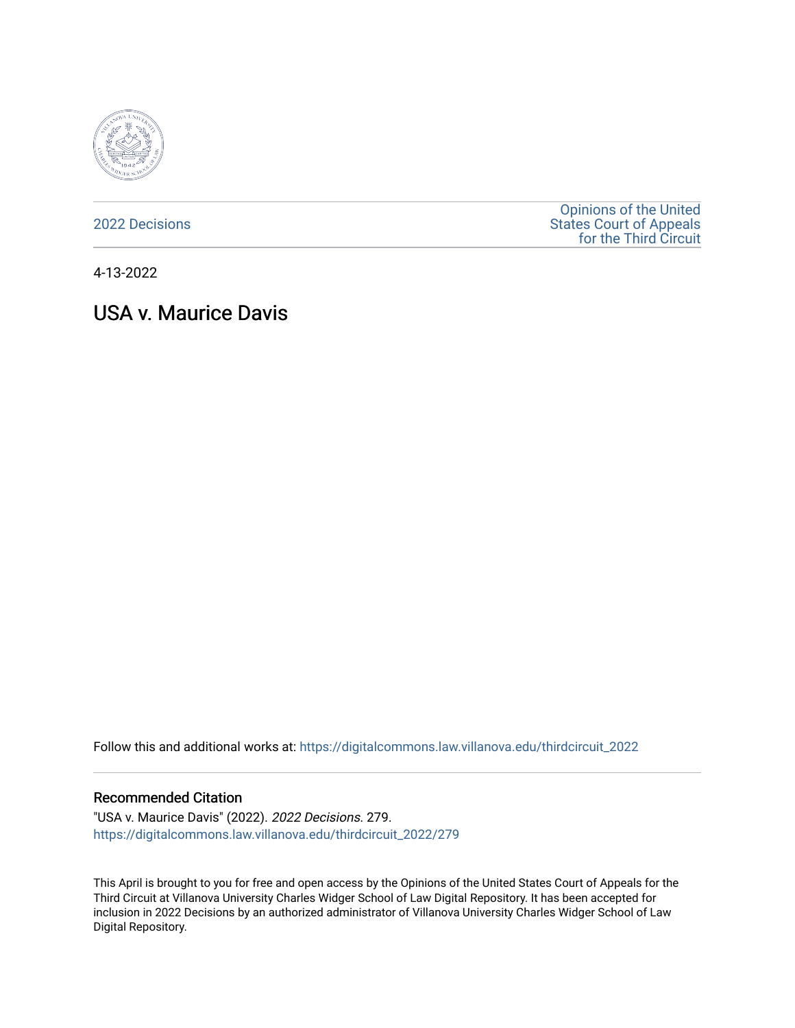2022 Decisions

Opinions of the United States Court of Appeals for the Third Circuit

4-13-2022

# USA v. Maurice Davis

Follow this and additional works at: https://digitalcommons.law.villanova.edu/thirdcircuit_2022

### Recommended Citation

"USA v. Maurice Davis" (2022). *2022 Decisions*. 279.
https://digitalcommons.law.villanova.edu/thirdcircuit_2022/279

This April is brought to you for free and open access by the Opinions of the United States Court of Appeals for the Third Circuit at Villanova University Charles Widger School of Law Digital Repository. It has been accepted for inclusion in 2022 Decisions by an authorized administrator of Villanova University Charles Widger School of Law Digital Repository.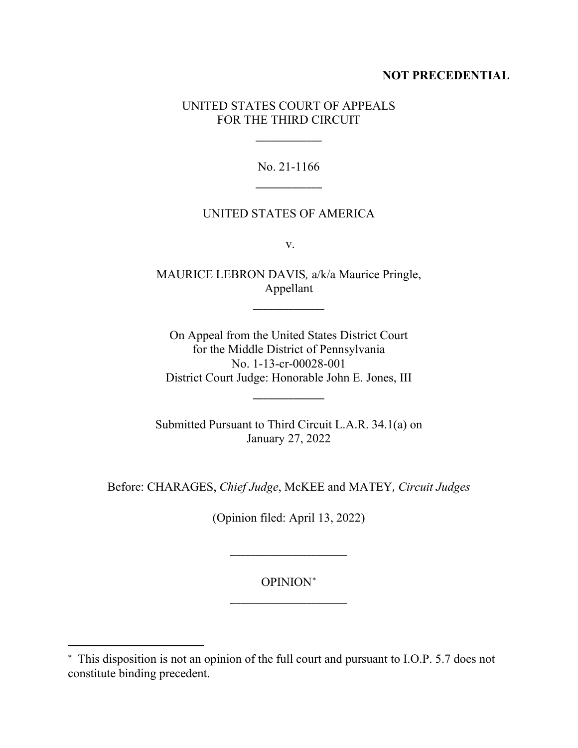**NOT PRECEDENTIAL**

UNITED STATES COURT OF APPEALS
FOR THE THIRD CIRCUIT

\_\_\_\_\_\_\_\_\_\_\_

No. 21-1166

\_\_\_\_\_\_\_\_\_\_\_

UNITED STATES OF AMERICA

v.

MAURICE LEBRON DAVIS*,* a/k/a Maurice Pringle,
Appellant

\_\_\_\_\_\_\_\_\_\_\_\_

On Appeal from the United States District Court
for the Middle District of Pennsylvania
No. 1-13-cr-00028-001
District Court Judge: Honorable John E. Jones, III

\_\_\_\_\_\_\_\_\_\_\_\_

Submitted Pursuant to Third Circuit L.A.R. 34.1(a) on
January 27, 2022

Before: CHARAGES, *Chief Judge*, McKEE and MATEY, *Circuit Judges*

(Opinion filed: April 13, 2022)

\_\_\_\_\_\_\_\_\_\_\_\_\_\_\_\_\_\_\_

OPINION*

\_\_\_\_\_\_\_\_\_\_\_\_\_\_\_\_\_\_\_

---

* This disposition is not an opinion of the full court and pursuant to I.O.P. 5.7 does not constitute binding precedent.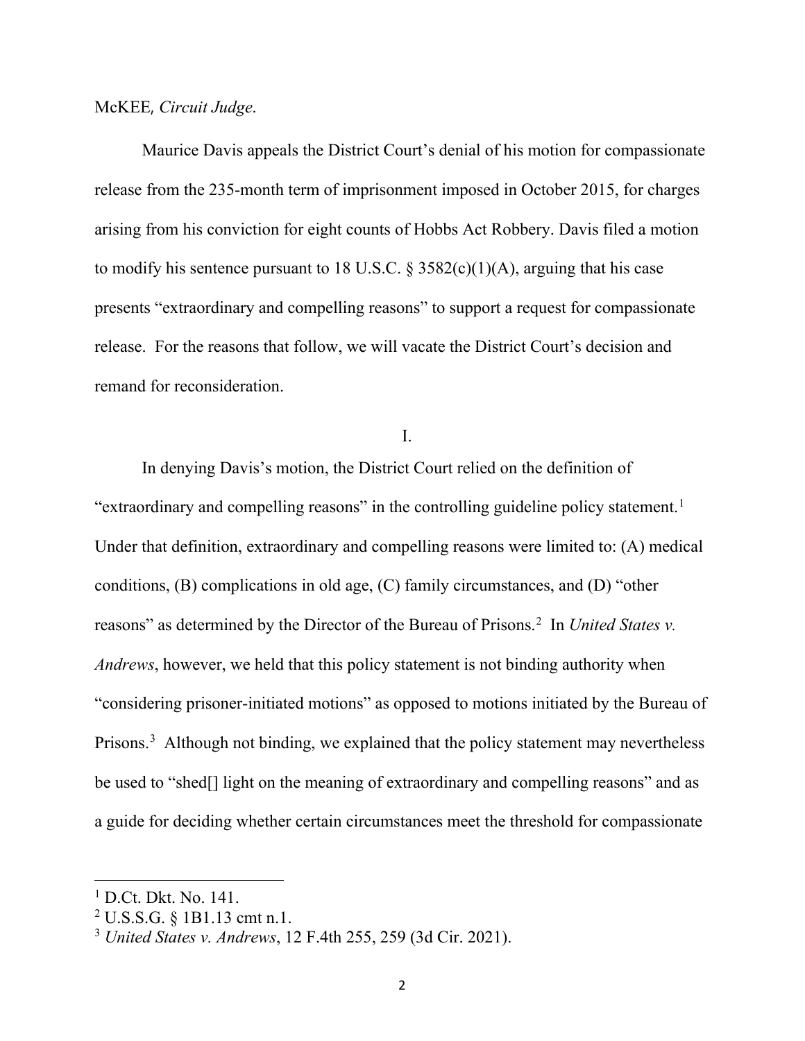McKEE, *Circuit Judge*.

Maurice Davis appeals the District Court's denial of his motion for compassionate release from the 235-month term of imprisonment imposed in October 2015, for charges arising from his conviction for eight counts of Hobbs Act Robbery. Davis filed a motion to modify his sentence pursuant to 18 U.S.C. § 3582(c)(1)(A), arguing that his case presents "extraordinary and compelling reasons" to support a request for compassionate release. For the reasons that follow, we will vacate the District Court's decision and remand for reconsideration.

I.

In denying Davis's motion, the District Court relied on the definition of "extraordinary and compelling reasons" in the controlling guideline policy statement.[1] Under that definition, extraordinary and compelling reasons were limited to: (A) medical conditions, (B) complications in old age, (C) family circumstances, and (D) "other reasons" as determined by the Director of the Bureau of Prisons.[2] In *United States v. Andrews*, however, we held that this policy statement is not binding authority when "considering prisoner-initiated motions" as opposed to motions initiated by the Bureau of Prisons.[3] Although not binding, we explained that the policy statement may nevertheless be used to "shed[] light on the meaning of extraordinary and compelling reasons" and as a guide for deciding whether certain circumstances meet the threshold for compassionate

---

[1] D.Ct. Dkt. No. 141.

[2] U.S.S.G. § 1B1.13 cmt n.1.

[3] *United States v. Andrews*, 12 F.4th 255, 259 (3d Cir. 2021).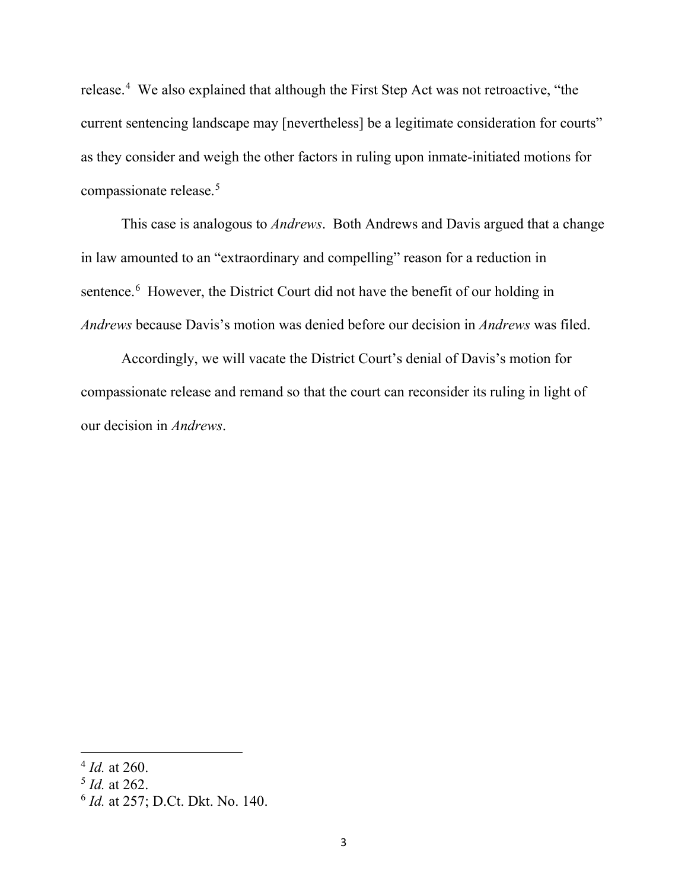release.[4] We also explained that although the First Step Act was not retroactive, "the current sentencing landscape may [nevertheless] be a legitimate consideration for courts" as they consider and weigh the other factors in ruling upon inmate-initiated motions for compassionate release.[5]

This case is analogous to *Andrews*. Both Andrews and Davis argued that a change in law amounted to an "extraordinary and compelling" reason for a reduction in sentence.[6] However, the District Court did not have the benefit of our holding in *Andrews* because Davis's motion was denied before our decision in *Andrews* was filed.

Accordingly, we will vacate the District Court's denial of Davis's motion for compassionate release and remand so that the court can reconsider its ruling in light of our decision in *Andrews*.

---

[4] *Id.* at 260.

[5] *Id.* at 262.

[6] *Id.* at 257; D.Ct. Dkt. No. 140.